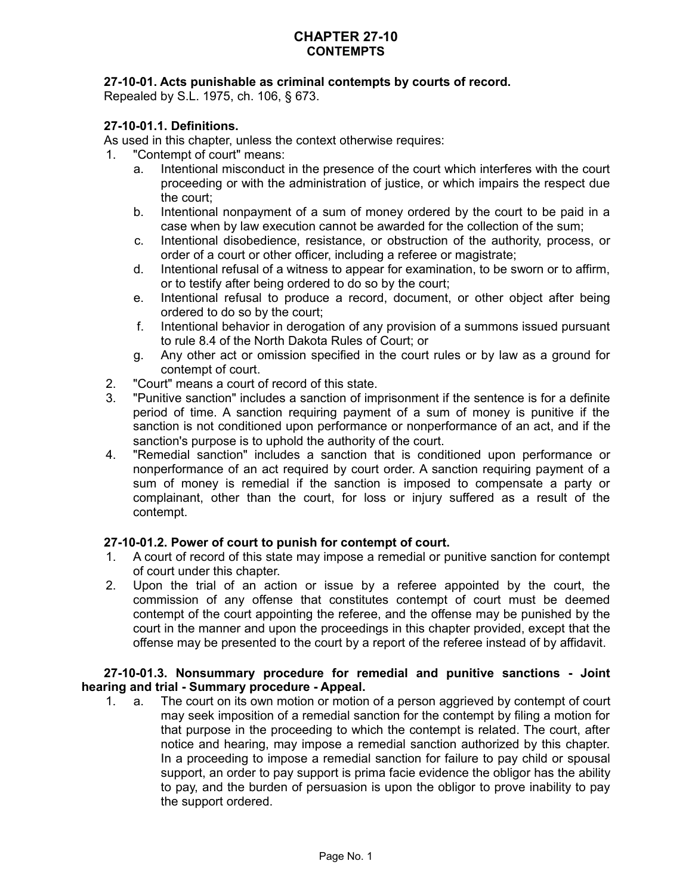# CHAPTER 27-10
## CONTEMPTS

### 27-10-01. Acts punishable as criminal contempts by courts of record.

Repealed by S.L. 1975, ch. 106, § 673.

### 27-10-01.1. Definitions.

As used in this chapter, unless the context otherwise requires:

1. "Contempt of court" means:
   a. Intentional misconduct in the presence of the court which interferes with the court proceeding or with the administration of justice, or which impairs the respect due the court;
   b. Intentional nonpayment of a sum of money ordered by the court to be paid in a case when by law execution cannot be awarded for the collection of the sum;
   c. Intentional disobedience, resistance, or obstruction of the authority, process, or order of a court or other officer, including a referee or magistrate;
   d. Intentional refusal of a witness to appear for examination, to be sworn or to affirm, or to testify after being ordered to do so by the court;
   e. Intentional refusal to produce a record, document, or other object after being ordered to do so by the court;
   f. Intentional behavior in derogation of any provision of a summons issued pursuant to rule 8.4 of the North Dakota Rules of Court; or
   g. Any other act or omission specified in the court rules or by law as a ground for contempt of court.
2. "Court" means a court of record of this state.
3. "Punitive sanction" includes a sanction of imprisonment if the sentence is for a definite period of time. A sanction requiring payment of a sum of money is punitive if the sanction is not conditioned upon performance or nonperformance of an act, and if the sanction's purpose is to uphold the authority of the court.
4. "Remedial sanction" includes a sanction that is conditioned upon performance or nonperformance of an act required by court order. A sanction requiring payment of a sum of money is remedial if the sanction is imposed to compensate a party or complainant, other than the court, for loss or injury suffered as a result of the contempt.

### 27-10-01.2. Power of court to punish for contempt of court.

1. A court of record of this state may impose a remedial or punitive sanction for contempt of court under this chapter.
2. Upon the trial of an action or issue by a referee appointed by the court, the commission of any offense that constitutes contempt of court must be deemed contempt of the court appointing the referee, and the offense may be punished by the court in the manner and upon the proceedings in this chapter provided, except that the offense may be presented to the court by a report of the referee instead of by affidavit.

### 27-10-01.3. Nonsummary procedure for remedial and punitive sanctions - Joint hearing and trial - Summary procedure - Appeal.

1. a. The court on its own motion or motion of a person aggrieved by contempt of court may seek imposition of a remedial sanction for the contempt by filing a motion for that purpose in the proceeding to which the contempt is related. The court, after notice and hearing, may impose a remedial sanction authorized by this chapter. In a proceeding to impose a remedial sanction for failure to pay child or spousal support, an order to pay support is prima facie evidence the obligor has the ability to pay, and the burden of persuasion is upon the obligor to prove inability to pay the support ordered.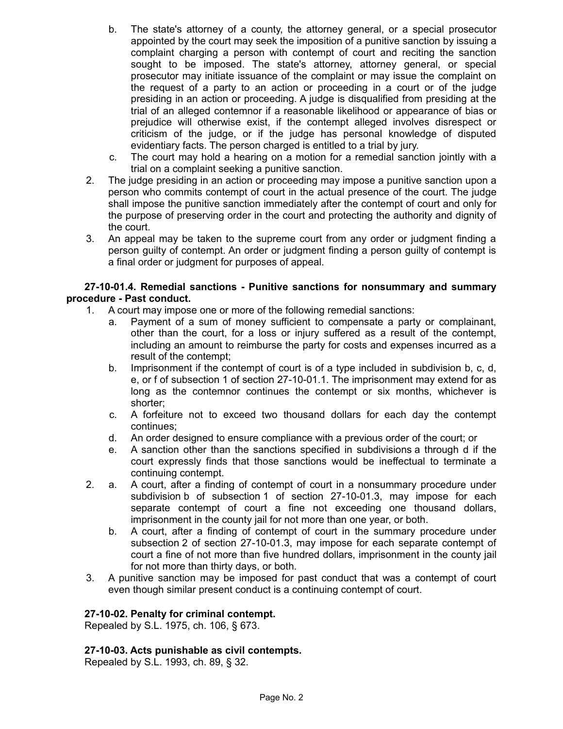b. The state's attorney of a county, the attorney general, or a special prosecutor appointed by the court may seek the imposition of a punitive sanction by issuing a complaint charging a person with contempt of court and reciting the sanction sought to be imposed. The state's attorney, attorney general, or special prosecutor may initiate issuance of the complaint or may issue the complaint on the request of a party to an action or proceeding in a court or of the judge presiding in an action or proceeding. A judge is disqualified from presiding at the trial of an alleged contemnor if a reasonable likelihood or appearance of bias or prejudice will otherwise exist, if the contempt alleged involves disrespect or criticism of the judge, or if the judge has personal knowledge of disputed evidentiary facts. The person charged is entitled to a trial by jury.
   c. The court may hold a hearing on a motion for a remedial sanction jointly with a trial on a complaint seeking a punitive sanction.
2. The judge presiding in an action or proceeding may impose a punitive sanction upon a person who commits contempt of court in the actual presence of the court. The judge shall impose the punitive sanction immediately after the contempt of court and only for the purpose of preserving order in the court and protecting the authority and dignity of the court.
3. An appeal may be taken to the supreme court from any order or judgment finding a person guilty of contempt. An order or judgment finding a person guilty of contempt is a final order or judgment for purposes of appeal.

**27-10-01.4. Remedial sanctions - Punitive sanctions for nonsummary and summary procedure - Past conduct.**

1. A court may impose one or more of the following remedial sanctions:
   a. Payment of a sum of money sufficient to compensate a party or complainant, other than the court, for a loss or injury suffered as a result of the contempt, including an amount to reimburse the party for costs and expenses incurred as a result of the contempt;
   b. Imprisonment if the contempt of court is of a type included in subdivision b, c, d, e, or f of subsection 1 of section 27-10-01.1. The imprisonment may extend for as long as the contemnor continues the contempt or six months, whichever is shorter;
   c. A forfeiture not to exceed two thousand dollars for each day the contempt continues;
   d. An order designed to ensure compliance with a previous order of the court; or
   e. A sanction other than the sanctions specified in subdivisions a through d if the court expressly finds that those sanctions would be ineffectual to terminate a continuing contempt.
2. a. A court, after a finding of contempt of court in a nonsummary procedure under subdivision b of subsection 1 of section 27-10-01.3, may impose for each separate contempt of court a fine not exceeding one thousand dollars, imprisonment in the county jail for not more than one year, or both.
   b. A court, after a finding of contempt of court in the summary procedure under subsection 2 of section 27-10-01.3, may impose for each separate contempt of court a fine of not more than five hundred dollars, imprisonment in the county jail for not more than thirty days, or both.
3. A punitive sanction may be imposed for past conduct that was a contempt of court even though similar present conduct is a continuing contempt of court.

**27-10-02. Penalty for criminal contempt.**

Repealed by S.L. 1975, ch. 106, § 673.

**27-10-03. Acts punishable as civil contempts.**

Repealed by S.L. 1993, ch. 89, § 32.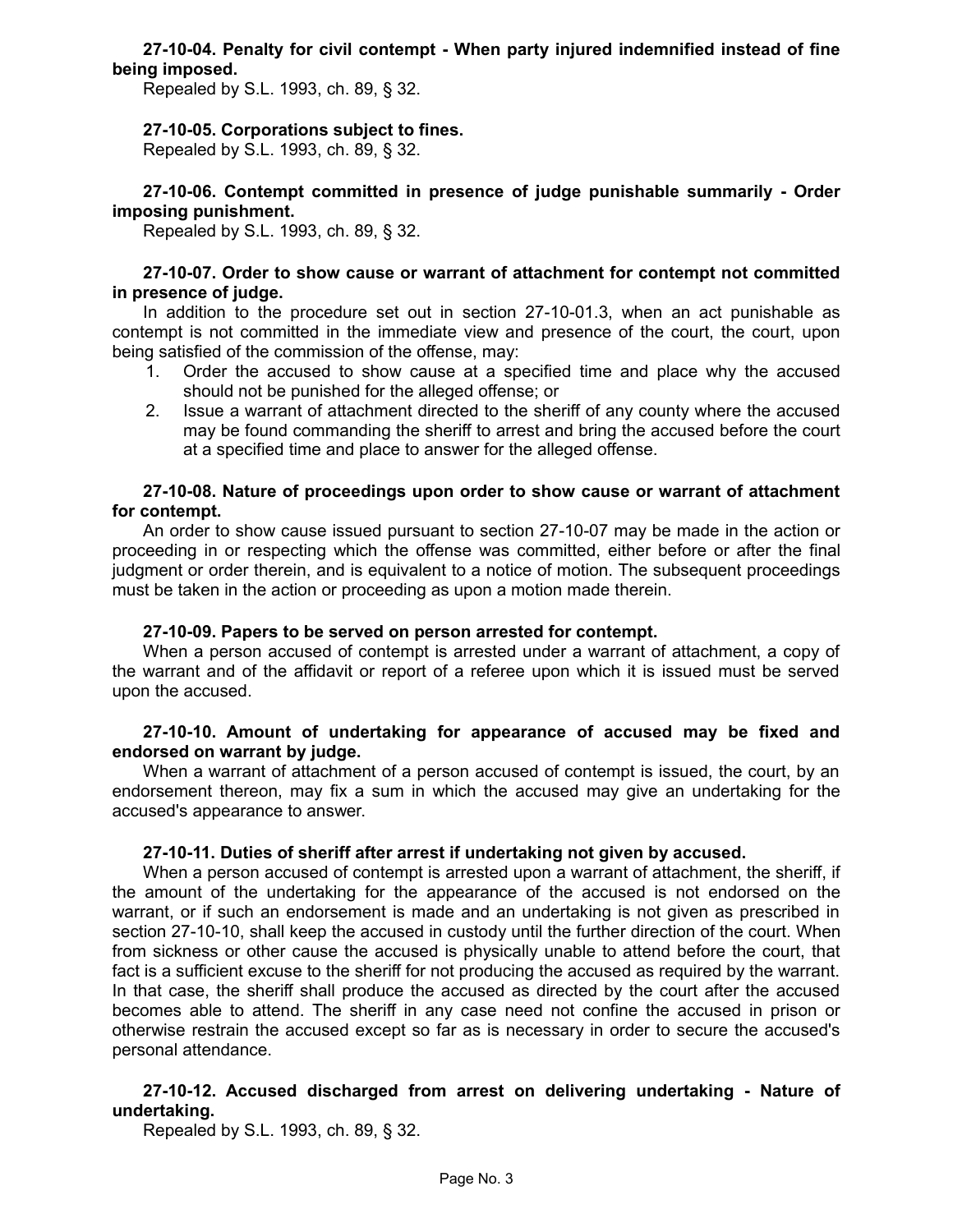**27-10-04. Penalty for civil contempt - When party injured indemnified instead of fine being imposed.**

Repealed by S.L. 1993, ch. 89, § 32.

**27-10-05. Corporations subject to fines.**

Repealed by S.L. 1993, ch. 89, § 32.

**27-10-06. Contempt committed in presence of judge punishable summarily - Order imposing punishment.**

Repealed by S.L. 1993, ch. 89, § 32.

**27-10-07. Order to show cause or warrant of attachment for contempt not committed in presence of judge.**

In addition to the procedure set out in section 27-10-01.3, when an act punishable as contempt is not committed in the immediate view and presence of the court, the court, upon being satisfied of the commission of the offense, may:

1. Order the accused to show cause at a specified time and place why the accused should not be punished for the alleged offense; or
2. Issue a warrant of attachment directed to the sheriff of any county where the accused may be found commanding the sheriff to arrest and bring the accused before the court at a specified time and place to answer for the alleged offense.

**27-10-08. Nature of proceedings upon order to show cause or warrant of attachment for contempt.**

An order to show cause issued pursuant to section 27-10-07 may be made in the action or proceeding in or respecting which the offense was committed, either before or after the final judgment or order therein, and is equivalent to a notice of motion. The subsequent proceedings must be taken in the action or proceeding as upon a motion made therein.

**27-10-09. Papers to be served on person arrested for contempt.**

When a person accused of contempt is arrested under a warrant of attachment, a copy of the warrant and of the affidavit or report of a referee upon which it is issued must be served upon the accused.

**27-10-10. Amount of undertaking for appearance of accused may be fixed and endorsed on warrant by judge.**

When a warrant of attachment of a person accused of contempt is issued, the court, by an endorsement thereon, may fix a sum in which the accused may give an undertaking for the accused's appearance to answer.

**27-10-11. Duties of sheriff after arrest if undertaking not given by accused.**

When a person accused of contempt is arrested upon a warrant of attachment, the sheriff, if the amount of the undertaking for the appearance of the accused is not endorsed on the warrant, or if such an endorsement is made and an undertaking is not given as prescribed in section 27-10-10, shall keep the accused in custody until the further direction of the court. When from sickness or other cause the accused is physically unable to attend before the court, that fact is a sufficient excuse to the sheriff for not producing the accused as required by the warrant. In that case, the sheriff shall produce the accused as directed by the court after the accused becomes able to attend. The sheriff in any case need not confine the accused in prison or otherwise restrain the accused except so far as is necessary in order to secure the accused's personal attendance.

**27-10-12. Accused discharged from arrest on delivering undertaking - Nature of undertaking.**

Repealed by S.L. 1993, ch. 89, § 32.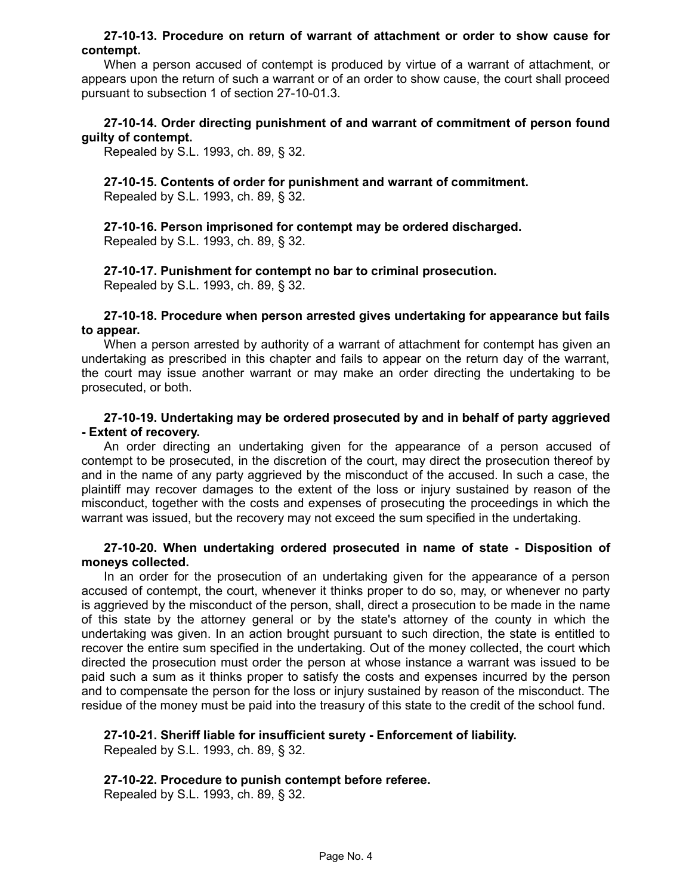**27-10-13. Procedure on return of warrant of attachment or order to show cause for contempt.**

When a person accused of contempt is produced by virtue of a warrant of attachment, or appears upon the return of such a warrant or of an order to show cause, the court shall proceed pursuant to subsection 1 of section 27-10-01.3.

**27-10-14. Order directing punishment of and warrant of commitment of person found guilty of contempt.**

Repealed by S.L. 1993, ch. 89, § 32.

**27-10-15. Contents of order for punishment and warrant of commitment.**

Repealed by S.L. 1993, ch. 89, § 32.

**27-10-16. Person imprisoned for contempt may be ordered discharged.**

Repealed by S.L. 1993, ch. 89, § 32.

**27-10-17. Punishment for contempt no bar to criminal prosecution.**

Repealed by S.L. 1993, ch. 89, § 32.

**27-10-18. Procedure when person arrested gives undertaking for appearance but fails to appear.**

When a person arrested by authority of a warrant of attachment for contempt has given an undertaking as prescribed in this chapter and fails to appear on the return day of the warrant, the court may issue another warrant or may make an order directing the undertaking to be prosecuted, or both.

**27-10-19. Undertaking may be ordered prosecuted by and in behalf of party aggrieved - Extent of recovery.**

An order directing an undertaking given for the appearance of a person accused of contempt to be prosecuted, in the discretion of the court, may direct the prosecution thereof by and in the name of any party aggrieved by the misconduct of the accused. In such a case, the plaintiff may recover damages to the extent of the loss or injury sustained by reason of the misconduct, together with the costs and expenses of prosecuting the proceedings in which the warrant was issued, but the recovery may not exceed the sum specified in the undertaking.

**27-10-20. When undertaking ordered prosecuted in name of state - Disposition of moneys collected.**

In an order for the prosecution of an undertaking given for the appearance of a person accused of contempt, the court, whenever it thinks proper to do so, may, or whenever no party is aggrieved by the misconduct of the person, shall, direct a prosecution to be made in the name of this state by the attorney general or by the state's attorney of the county in which the undertaking was given. In an action brought pursuant to such direction, the state is entitled to recover the entire sum specified in the undertaking. Out of the money collected, the court which directed the prosecution must order the person at whose instance a warrant was issued to be paid such a sum as it thinks proper to satisfy the costs and expenses incurred by the person and to compensate the person for the loss or injury sustained by reason of the misconduct. The residue of the money must be paid into the treasury of this state to the credit of the school fund.

**27-10-21. Sheriff liable for insufficient surety - Enforcement of liability.**

Repealed by S.L. 1993, ch. 89, § 32.

**27-10-22. Procedure to punish contempt before referee.**

Repealed by S.L. 1993, ch. 89, § 32.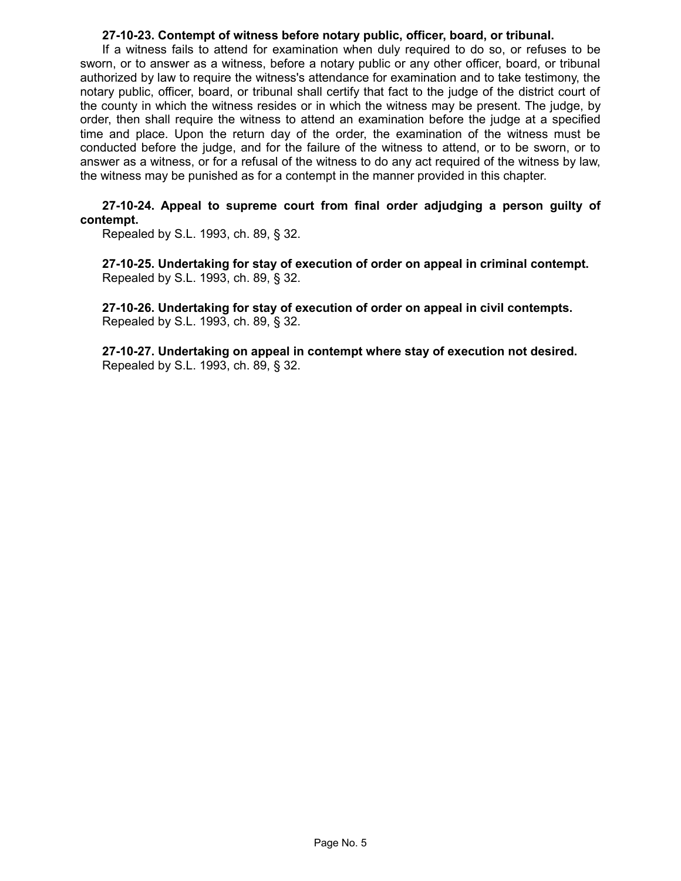**27-10-23. Contempt of witness before notary public, officer, board, or tribunal.**

If a witness fails to attend for examination when duly required to do so, or refuses to be sworn, or to answer as a witness, before a notary public or any other officer, board, or tribunal authorized by law to require the witness's attendance for examination and to take testimony, the notary public, officer, board, or tribunal shall certify that fact to the judge of the district court of the county in which the witness resides or in which the witness may be present. The judge, by order, then shall require the witness to attend an examination before the judge at a specified time and place. Upon the return day of the order, the examination of the witness must be conducted before the judge, and for the failure of the witness to attend, or to be sworn, or to answer as a witness, or for a refusal of the witness to do any act required of the witness by law, the witness may be punished as for a contempt in the manner provided in this chapter.

**27-10-24. Appeal to supreme court from final order adjudging a person guilty of contempt.**

Repealed by S.L. 1993, ch. 89, § 32.

**27-10-25. Undertaking for stay of execution of order on appeal in criminal contempt.**

Repealed by S.L. 1993, ch. 89, § 32.

**27-10-26. Undertaking for stay of execution of order on appeal in civil contempts.**

Repealed by S.L. 1993, ch. 89, § 32.

**27-10-27. Undertaking on appeal in contempt where stay of execution not desired.**

Repealed by S.L. 1993, ch. 89, § 32.